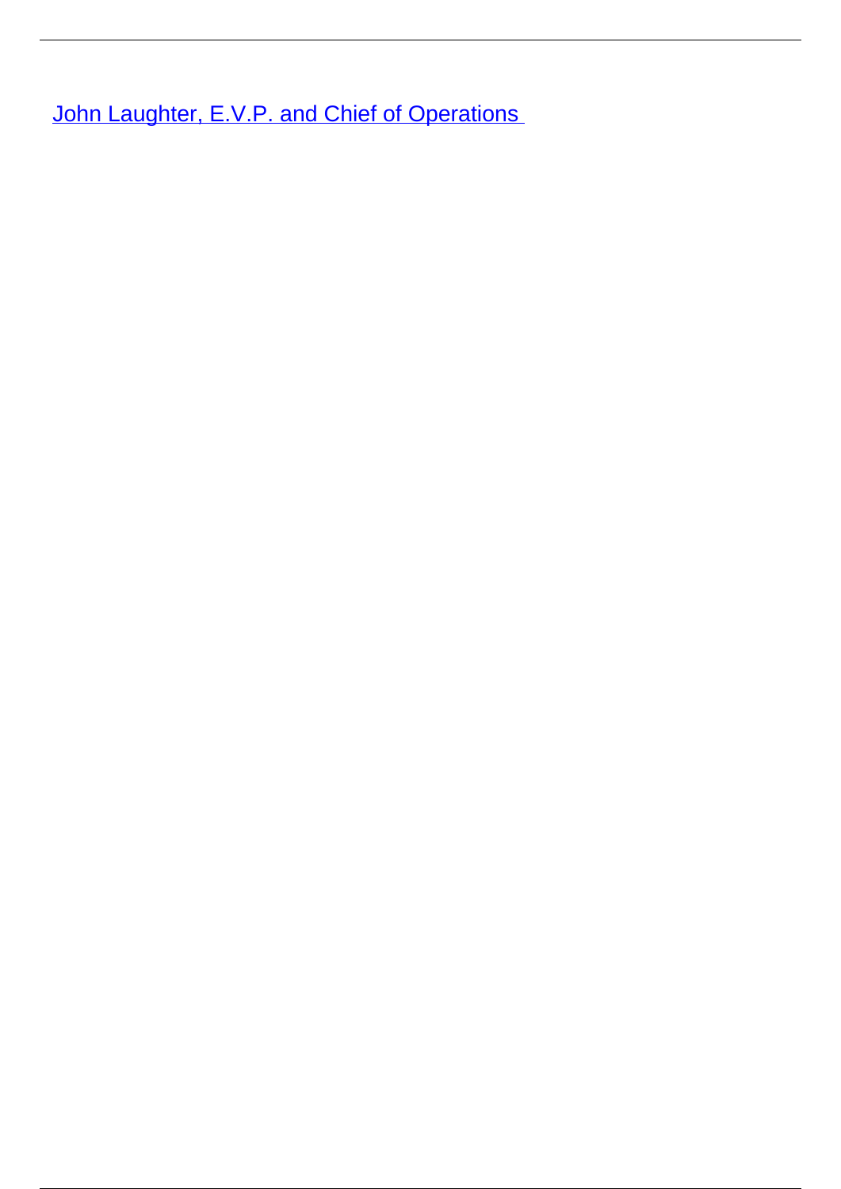John Laughter, E.V.P. and Chief of Operations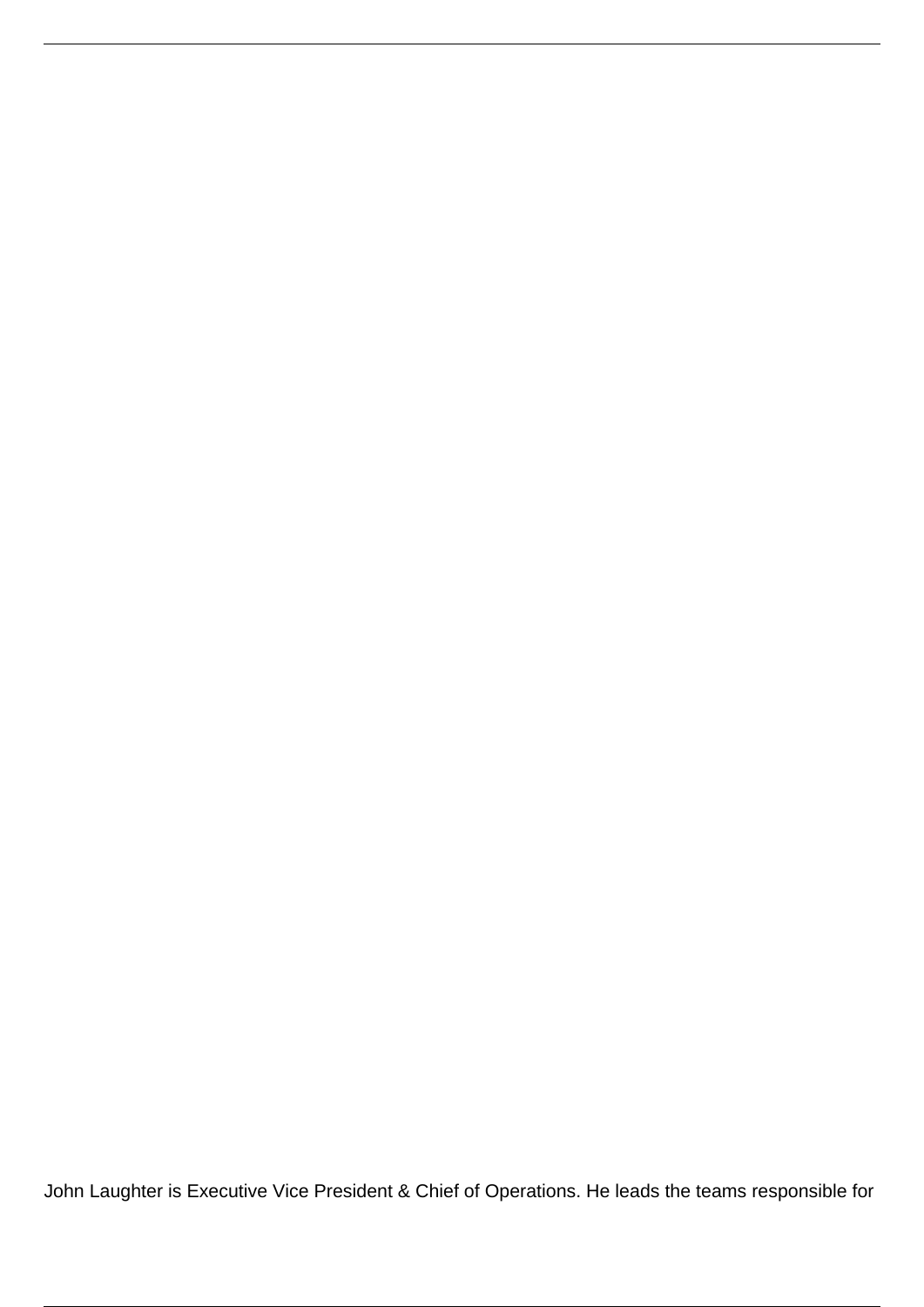John Laughter is Executive Vice President & Chief of Operations. He leads the teams responsible for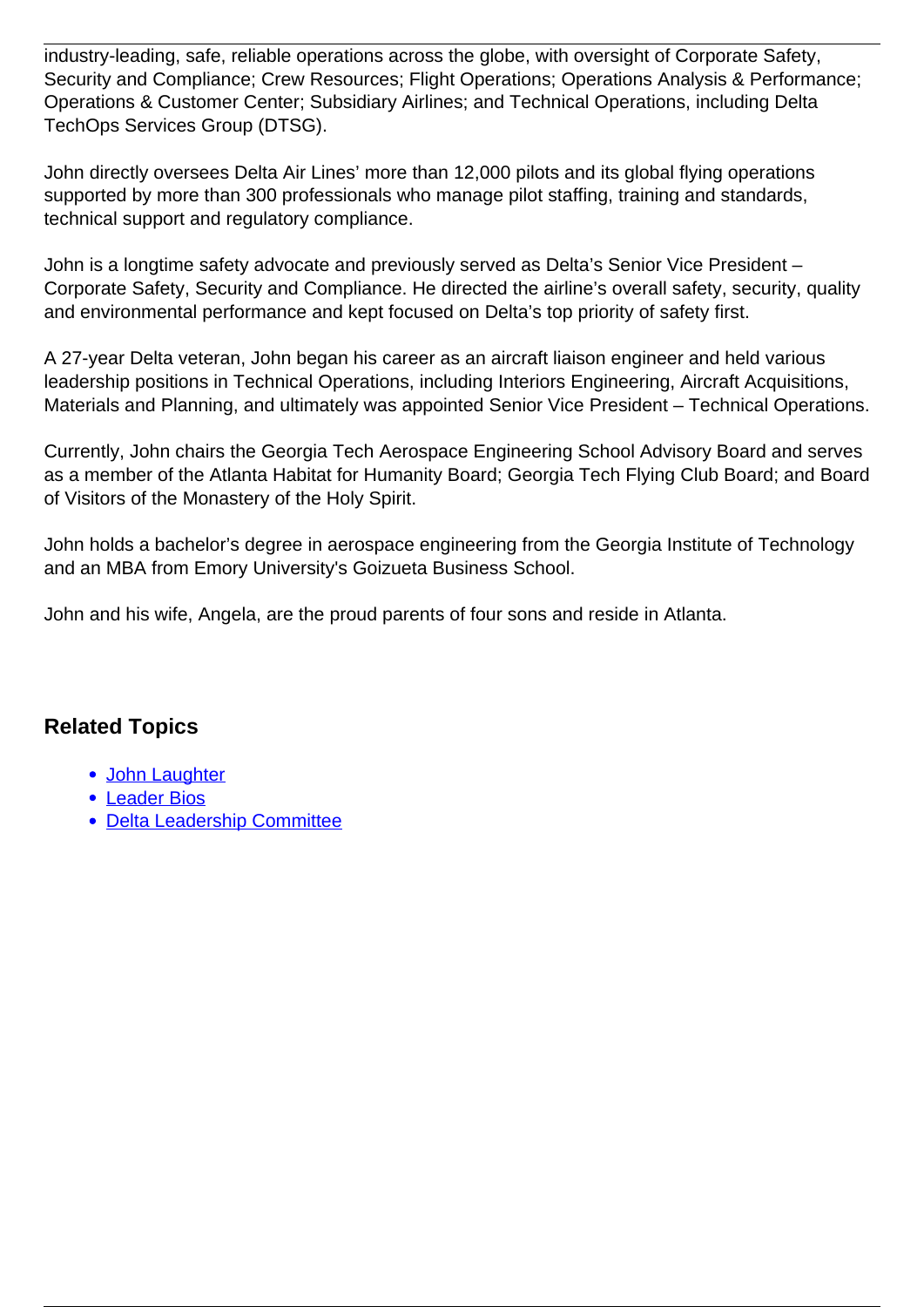industry-leading, safe, reliable operations across the globe, with oversight of Corporate Safety, Security and Compliance; Crew Resources; Flight Operations; Operations Analysis & Performance; Operations & Customer Center; Subsidiary Airlines; and Technical Operations, including Delta TechOps Services Group (DTSG).

John directly oversees Delta Air Lines' more than 12,000 pilots and its global flying operations supported by more than 300 professionals who manage pilot staffing, training and standards, technical support and regulatory compliance.

John is a longtime safety advocate and previously served as Delta's Senior Vice President – Corporate Safety, Security and Compliance. He directed the airline's overall safety, security, quality and environmental performance and kept focused on Delta's top priority of safety first.

A 27-year Delta veteran, John began his career as an aircraft liaison engineer and held various leadership positions in Technical Operations, including Interiors Engineering, Aircraft Acquisitions, Materials and Planning, and ultimately was appointed Senior Vice President – Technical Operations.

Currently, John chairs the Georgia Tech Aerospace Engineering School Advisory Board and serves as a member of the Atlanta Habitat for Humanity Board; Georgia Tech Flying Club Board; and Board of Visitors of the Monastery of the Holy Spirit.

John holds a bachelor's degree in aerospace engineering from the Georgia Institute of Technology and an MBA from Emory University's Goizueta Business School.

John and his wife, Angela, are the proud parents of four sons and reside in Atlanta.

## Related Topics

- John Laughter
- Leader Bios
- Delta Leadership Committee